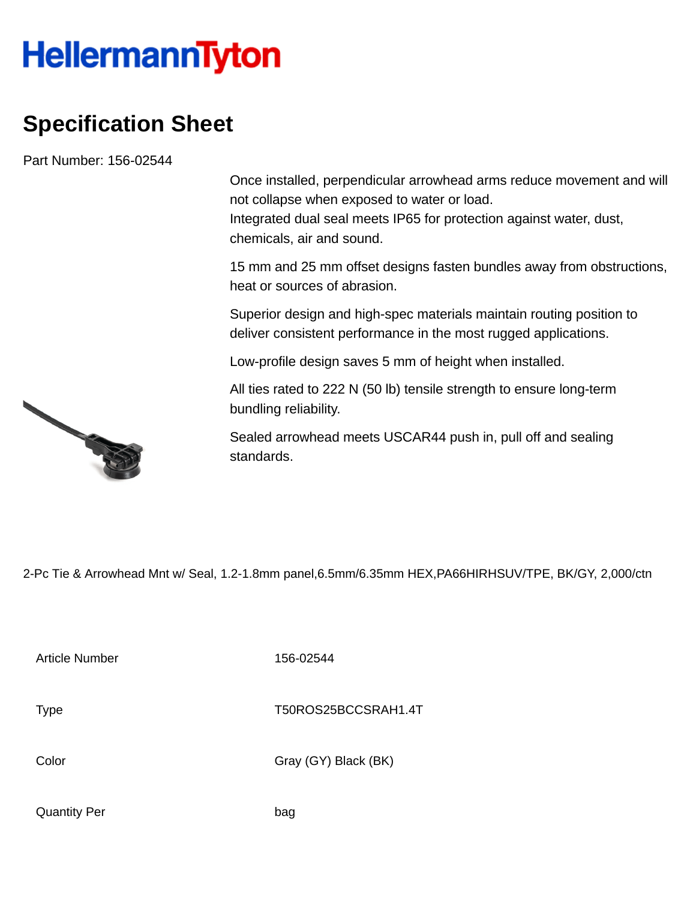# HellermannTyton

## Specification Sheet

Part Number: 156-02544

Once installed, perpendicular arrowhead arms reduce movement and will not collapse when exposed to water or load.
Integrated dual seal meets IP65 for protection against water, dust, chemicals, air and sound.

15 mm and 25 mm offset designs fasten bundles away from obstructions, heat or sources of abrasion.

Superior design and high-spec materials maintain routing position to deliver consistent performance in the most rugged applications.

Low-profile design saves 5 mm of height when installed.

All ties rated to 222 N (50 lb) tensile strength to ensure long-term bundling reliability.

Sealed arrowhead meets USCAR44 push in, pull off and sealing standards.

2-Pc Tie & Arrowhead Mnt w/ Seal, 1.2-1.8mm panel,6.5mm/6.35mm HEX,PA66HIRHSUV/TPE, BK/GY, 2,000/ctn

| | |
|---|---|
| Article Number | 156-02544 |
| Type | T50ROS25BCCSRAH1.4T |
| Color | Gray (GY) Black (BK) |
| Quantity Per | bag |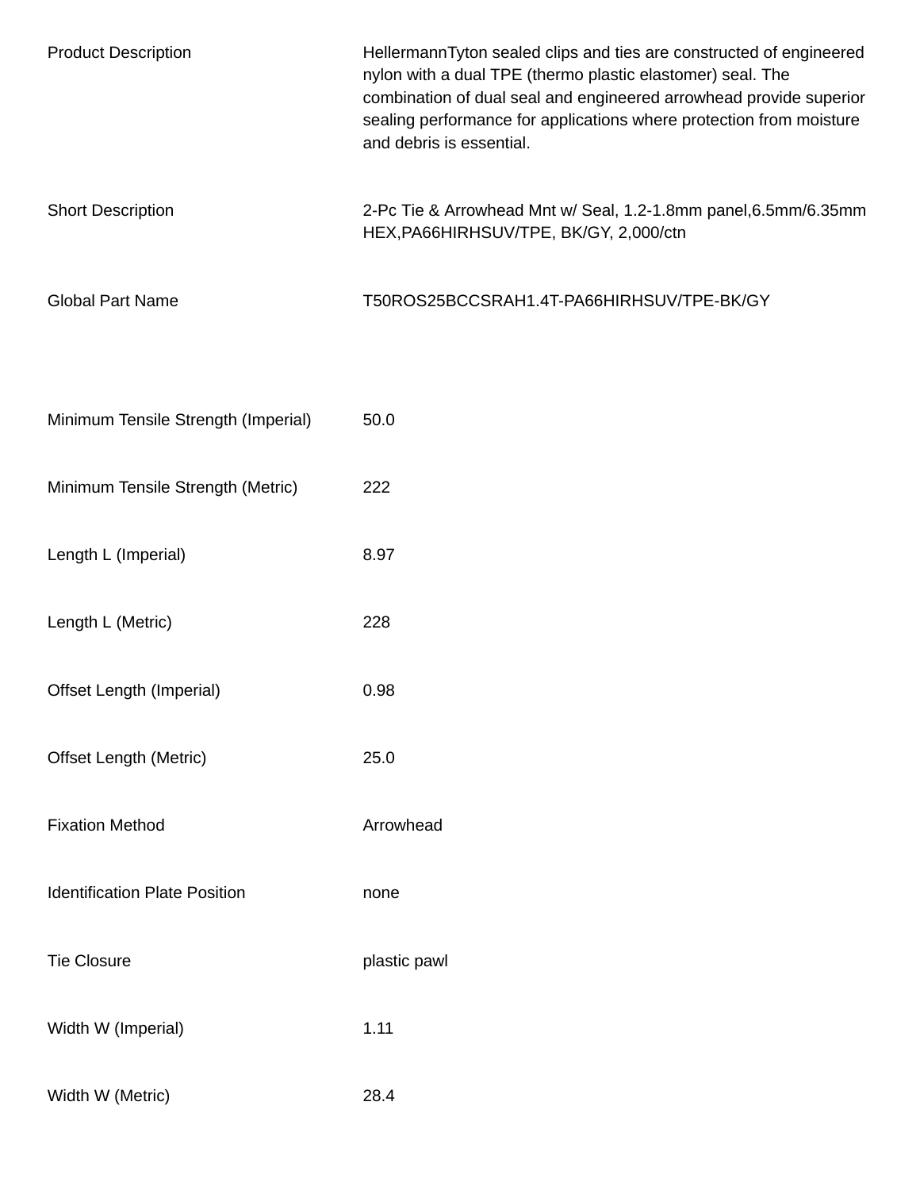| | |
|---|---|
| Product Description | HellermannTyton sealed clips and ties are constructed of engineered nylon with a dual TPE (thermo plastic elastomer) seal. The combination of dual seal and engineered arrowhead provide superior sealing performance for applications where protection from moisture and debris is essential. |
| Short Description | 2-Pc Tie & Arrowhead Mnt w/ Seal, 1.2-1.8mm panel,6.5mm/6.35mm HEX,PA66HIRHSUV/TPE, BK/GY, 2,000/ctn |
| Global Part Name | T50ROS25BCCSRAH1.4T-PA66HIRHSUV/TPE-BK/GY |
| Minimum Tensile Strength (Imperial) | 50.0 |
| Minimum Tensile Strength (Metric) | 222 |
| Length L (Imperial) | 8.97 |
| Length L (Metric) | 228 |
| Offset Length (Imperial) | 0.98 |
| Offset Length (Metric) | 25.0 |
| Fixation Method | Arrowhead |
| Identification Plate Position | none |
| Tie Closure | plastic pawl |
| Width W (Imperial) | 1.11 |
| Width W (Metric) | 28.4 |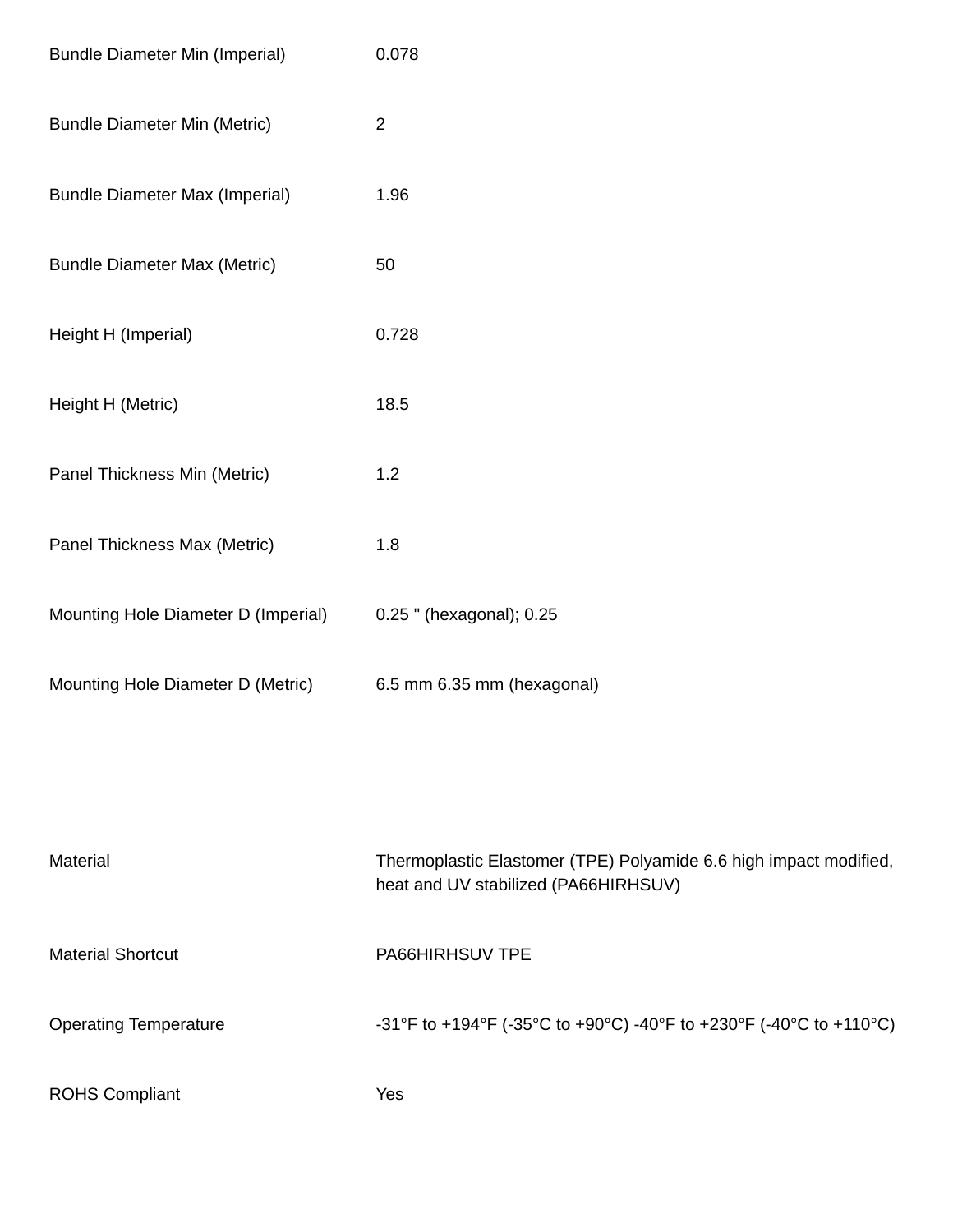| | |
|---|---|
| Bundle Diameter Min (Imperial) | 0.078 |
| Bundle Diameter Min (Metric) | 2 |
| Bundle Diameter Max (Imperial) | 1.96 |
| Bundle Diameter Max (Metric) | 50 |
| Height H (Imperial) | 0.728 |
| Height H (Metric) | 18.5 |
| Panel Thickness Min (Metric) | 1.2 |
| Panel Thickness Max (Metric) | 1.8 |
| Mounting Hole Diameter D (Imperial) | 0.25 " (hexagonal); 0.25 |
| Mounting Hole Diameter D (Metric) | 6.5 mm 6.35 mm (hexagonal) |

| | |
|---|---|
| Material | Thermoplastic Elastomer (TPE) Polyamide 6.6 high impact modified, heat and UV stabilized (PA66HIRHSUV) |
| Material Shortcut | PA66HIRHSUV TPE |
| Operating Temperature | -31°F to +194°F (-35°C to +90°C) -40°F to +230°F (-40°C to +110°C) |
| ROHS Compliant | Yes |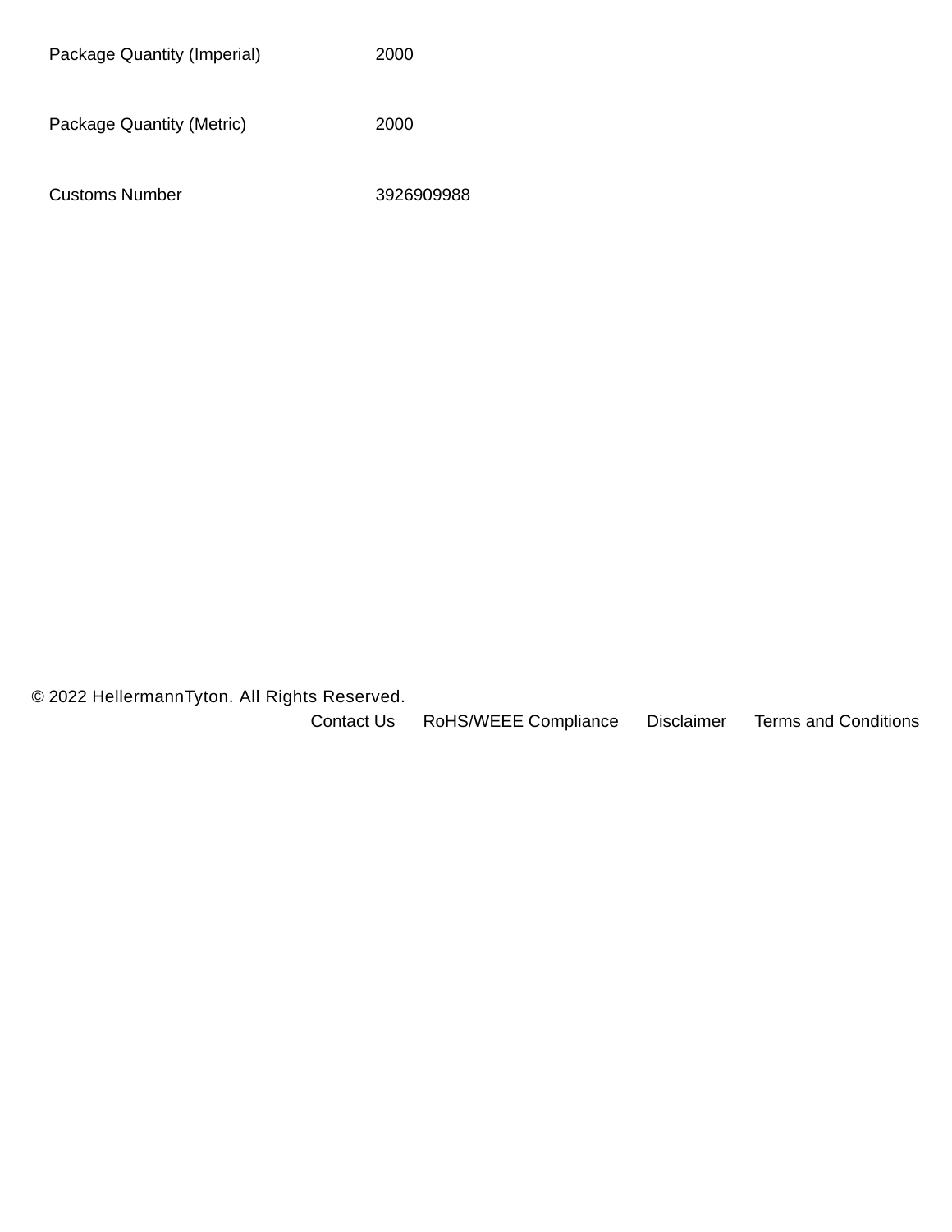| | |
|---|---|
| Package Quantity (Imperial) | 2000 |
| Package Quantity (Metric) | 2000 |
| Customs Number | 3926909988 |

© 2022 HellermannTyton. All Rights Reserved.

Contact Us RoHS/WEEE Compliance Disclaimer Terms and Conditions